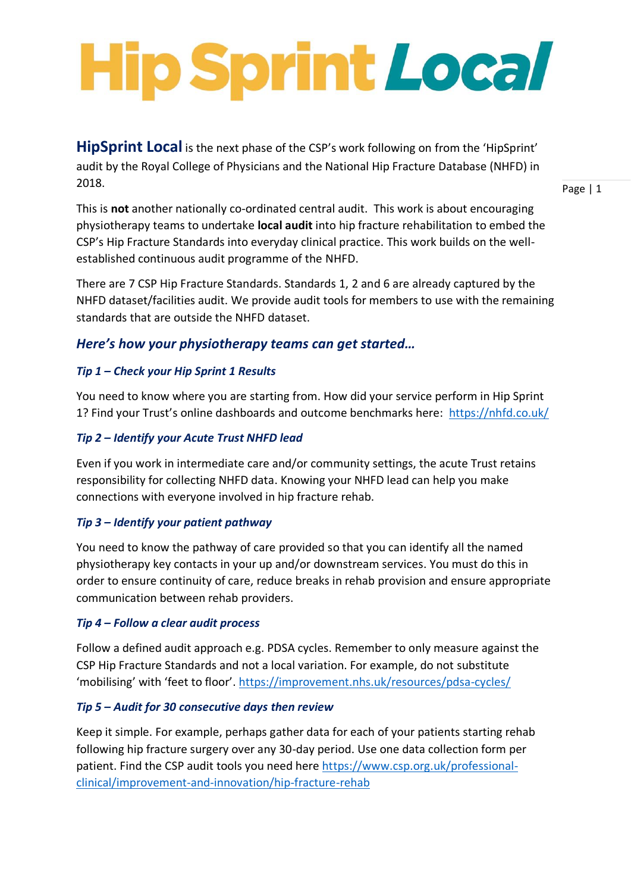# Hip Sprint *Local*

**HipSprint Local** is the next phase of the CSP's work following on from the 'HipSprint' audit by the Royal College of Physicians and the National Hip Fracture Database (NHFD) in 2018.

This is **not** another nationally co-ordinated central audit. This work is about encouraging physiotherapy teams to undertake **local audit** into hip fracture rehabilitation to embed the CSP's Hip Fracture Standards into everyday clinical practice. This work builds on the well-established continuous audit programme of the NHFD.

There are 7 CSP Hip Fracture Standards. Standards 1, 2 and 6 are already captured by the NHFD dataset/facilities audit. We provide audit tools for members to use with the remaining standards that are outside the NHFD dataset.

## *Here's how your physiotherapy teams can get started…*

### *Tip 1 – Check your Hip Sprint 1 Results*

You need to know where you are starting from. How did your service perform in Hip Sprint 1? Find your Trust's online dashboards and outcome benchmarks here: https://nhfd.co.uk/

### *Tip 2 – Identify your Acute Trust NHFD lead*

Even if you work in intermediate care and/or community settings, the acute Trust retains responsibility for collecting NHFD data. Knowing your NHFD lead can help you make connections with everyone involved in hip fracture rehab.

### *Tip 3 – Identify your patient pathway*

You need to know the pathway of care provided so that you can identify all the named physiotherapy key contacts in your up and/or downstream services. You must do this in order to ensure continuity of care, reduce breaks in rehab provision and ensure appropriate communication between rehab providers.

### *Tip 4 – Follow a clear audit process*

Follow a defined audit approach e.g. PDSA cycles. Remember to only measure against the CSP Hip Fracture Standards and not a local variation. For example, do not substitute 'mobilising' with 'feet to floor'. https://improvement.nhs.uk/resources/pdsa-cycles/

### *Tip 5 – Audit for 30 consecutive days then review*

Keep it simple. For example, perhaps gather data for each of your patients starting rehab following hip fracture surgery over any 30-day period. Use one data collection form per patient. Find the CSP audit tools you need here https://www.csp.org.uk/professional-clinical/improvement-and-innovation/hip-fracture-rehab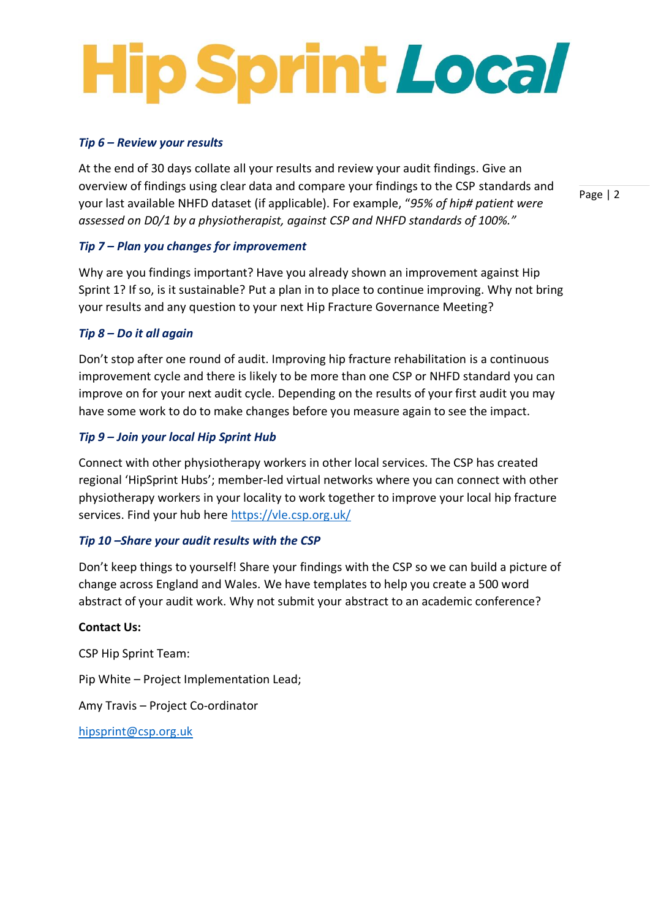# Hip Sprint Local

***Tip 6 – Review your results***

At the end of 30 days collate all your results and review your audit findings. Give an overview of findings using clear data and compare your findings to the CSP standards and your last available NHFD dataset (if applicable). For example, "*95% of hip# patient were assessed on D0/1 by a physiotherapist, against CSP and NHFD standards of 100%.*"

***Tip 7 – Plan you changes for improvement***

Why are you findings important? Have you already shown an improvement against Hip Sprint 1? If so, is it sustainable? Put a plan in to place to continue improving. Why not bring your results and any question to your next Hip Fracture Governance Meeting?

***Tip 8 – Do it all again***

Don't stop after one round of audit. Improving hip fracture rehabilitation is a continuous improvement cycle and there is likely to be more than one CSP or NHFD standard you can improve on for your next audit cycle. Depending on the results of your first audit you may have some work to do to make changes before you measure again to see the impact.

***Tip 9 – Join your local Hip Sprint Hub***

Connect with other physiotherapy workers in other local services. The CSP has created regional 'HipSprint Hubs'; member-led virtual networks where you can connect with other physiotherapy workers in your locality to work together to improve your local hip fracture services. Find your hub here https://vle.csp.org.uk/

***Tip 10 –Share your audit results with the CSP***

Don't keep things to yourself! Share your findings with the CSP so we can build a picture of change across England and Wales. We have templates to help you create a 500 word abstract of your audit work. Why not submit your abstract to an academic conference?

**Contact Us:**

CSP Hip Sprint Team:

Pip White – Project Implementation Lead;

Amy Travis – Project Co-ordinator

hipsprint@csp.org.uk